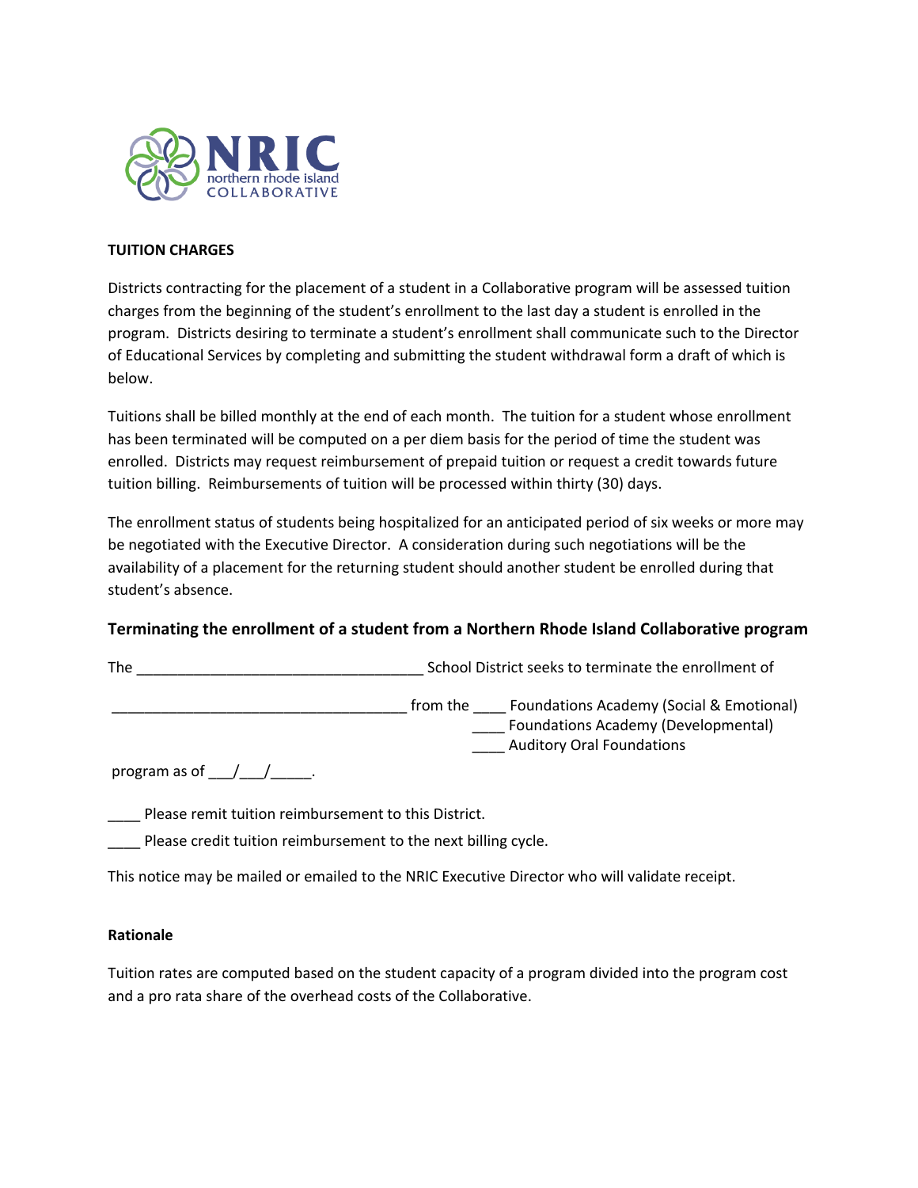NRIC
northern rhode island
COLLABORATIVE

**TUITION CHARGES**

Districts contracting for the placement of a student in a Collaborative program will be assessed tuition charges from the beginning of the student's enrollment to the last day a student is enrolled in the program. Districts desiring to terminate a student's enrollment shall communicate such to the Director of Educational Services by completing and submitting the student withdrawal form a draft of which is below.

Tuitions shall be billed monthly at the end of each month. The tuition for a student whose enrollment has been terminated will be computed on a per diem basis for the period of time the student was enrolled. Districts may request reimbursement of prepaid tuition or request a credit towards future tuition billing. Reimbursements of tuition will be processed within thirty (30) days.

The enrollment status of students being hospitalized for an anticipated period of six weeks or more may be negotiated with the Executive Director. A consideration during such negotiations will be the availability of a placement for the returning student should another student be enrolled during that student's absence.

## Terminating the enrollment of a student from a Northern Rhode Island Collaborative program

The ___________________________________ School District seeks to terminate the enrollment of

____________________________________ from the ____ Foundations Academy (Social & Emotional)
____ Foundations Academy (Developmental)
____ Auditory Oral Foundations

program as of ___/___/_____.

____ Please remit tuition reimbursement to this District.

____ Please credit tuition reimbursement to the next billing cycle.

This notice may be mailed or emailed to the NRIC Executive Director who will validate receipt.

**Rationale**

Tuition rates are computed based on the student capacity of a program divided into the program cost and a pro rata share of the overhead costs of the Collaborative.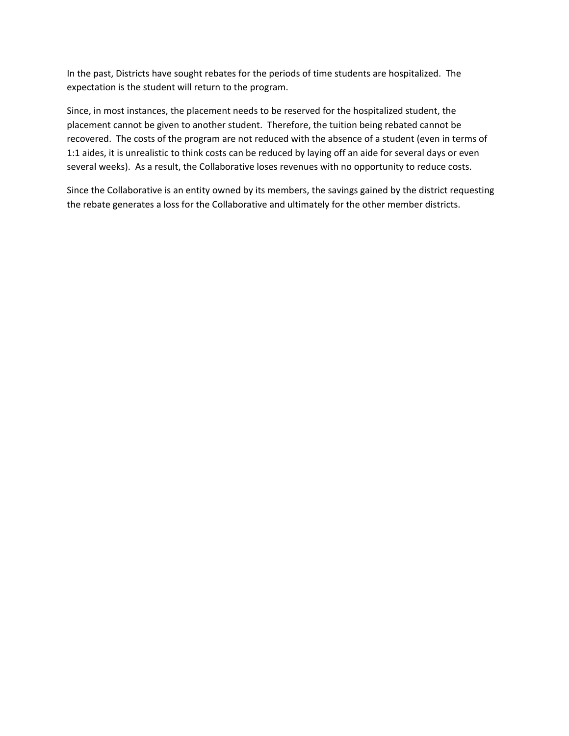In the past, Districts have sought rebates for the periods of time students are hospitalized. The expectation is the student will return to the program.

Since, in most instances, the placement needs to be reserved for the hospitalized student, the placement cannot be given to another student. Therefore, the tuition being rebated cannot be recovered. The costs of the program are not reduced with the absence of a student (even in terms of 1:1 aides, it is unrealistic to think costs can be reduced by laying off an aide for several days or even several weeks). As a result, the Collaborative loses revenues with no opportunity to reduce costs.

Since the Collaborative is an entity owned by its members, the savings gained by the district requesting the rebate generates a loss for the Collaborative and ultimately for the other member districts.